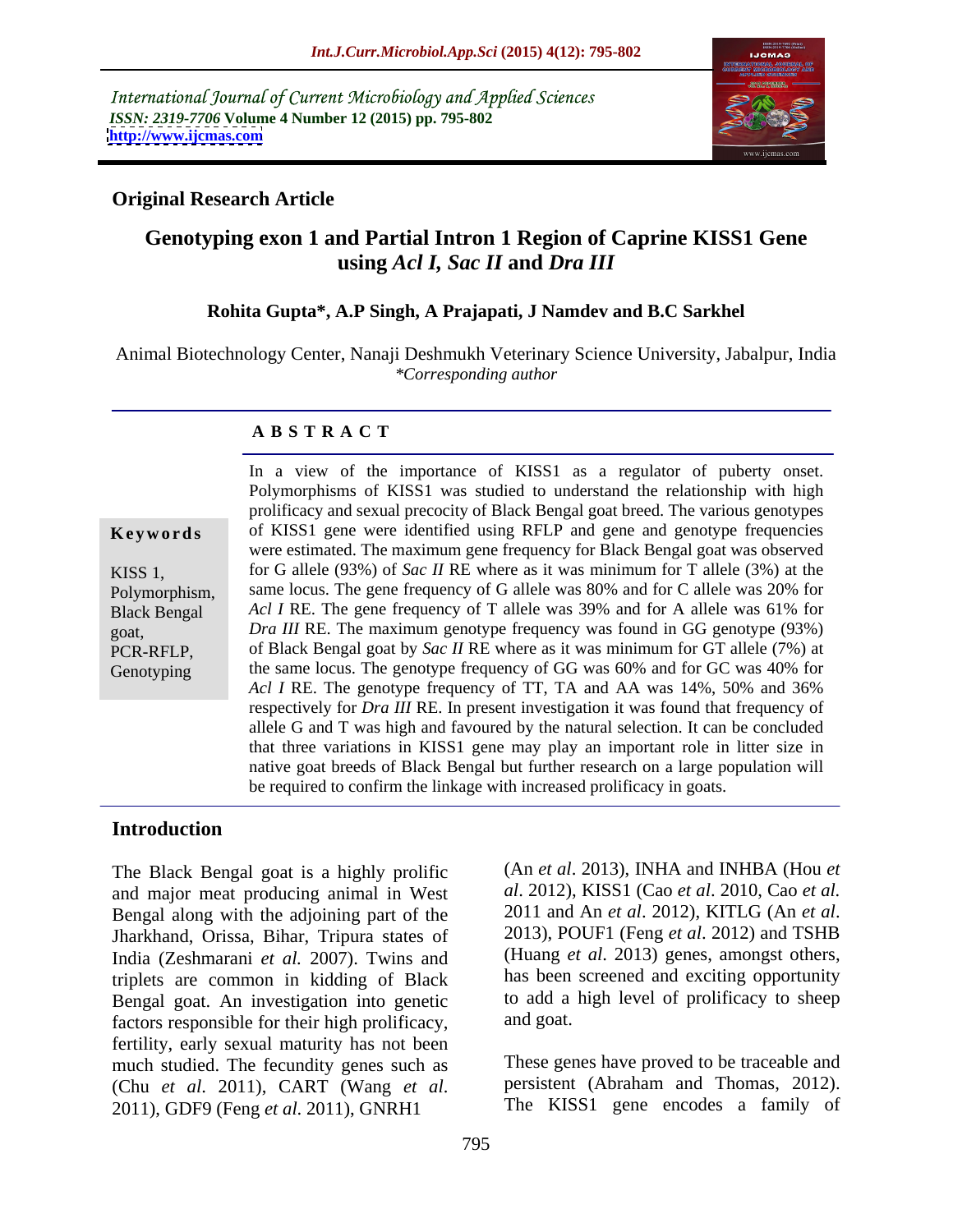International Journal of Current Microbiology and Applied Sciences
*ISSN: 2319-7706* **Volume 4 Number 12 (2015) pp. 795-802**
**http://www.ijcmas.com**

**Original Research Article**

# Genotyping exon 1 and Partial Intron 1 Region of Caprine KISS1 Gene using *Acl I, Sac II* and *Dra III*

**Rohita Gupta\*, A.P Singh, A Prajapati, J Namdev and B.C Sarkhel**

Animal Biotechnology Center, Nanaji Deshmukh Veterinary Science University, Jabalpur, India
*\*Corresponding author*

## ABSTRACT

**Keywords**

KISS 1, Polymorphism, Black Bengal goat, PCR-RFLP, Genotyping

In a view of the importance of KISS1 as a regulator of puberty onset. Polymorphisms of KISS1 was studied to understand the relationship with high prolificacy and sexual precocity of Black Bengal goat breed. The various genotypes of KISS1 gene were identified using RFLP and gene and genotype frequencies were estimated. The maximum gene frequency for Black Bengal goat was observed for G allele (93%) of *Sac II* RE where as it was minimum for T allele (3%) at the same locus. The gene frequency of G allele was 80% and for C allele was 20% for *Acl I* RE. The gene frequency of T allele was 39% and for A allele was 61% for *Dra III* RE. The maximum genotype frequency was found in GG genotype (93%) of Black Bengal goat by *Sac II* RE where as it was minimum for GT allele (7%) at the same locus. The genotype frequency of GG was 60% and for GC was 40% for *Acl I* RE. The genotype frequency of TT, TA and AA was 14%, 50% and 36% respectively for *Dra III* RE. In present investigation it was found that frequency of allele G and T was high and favoured by the natural selection. It can be concluded that three variations in KISS1 gene may play an important role in litter size in native goat breeds of Black Bengal but further research on a large population will be required to confirm the linkage with increased prolificacy in goats.

## Introduction

The Black Bengal goat is a highly prolific and major meat producing animal in West Bengal along with the adjoining part of the Jharkhand, Orissa, Bihar, Tripura states of India (Zeshmarani *et al.* 2007). Twins and triplets are common in kidding of Black Bengal goat. An investigation into genetic factors responsible for their high prolificacy, fertility, early sexual maturity has not been much studied. The fecundity genes such as (Chu *et al*. 2011), CART (Wang *et al*. 2011), GDF9 (Feng *et al.* 2011), GNRH1 (An *et al*. 2013), INHA and INHBA (Hou *et al*. 2012), KISS1 (Cao *et al*. 2010, Cao *et al.* 2011 and An *et al*. 2012), KITLG (An *et al*. 2013), POUF1 (Feng *et al*. 2012) and TSHB (Huang *et al*. 2013) genes, amongst others, has been screened and exciting opportunity to add a high level of prolificacy to sheep and goat.

These genes have proved to be traceable and persistent (Abraham and Thomas, 2012). The KISS1 gene encodes a family of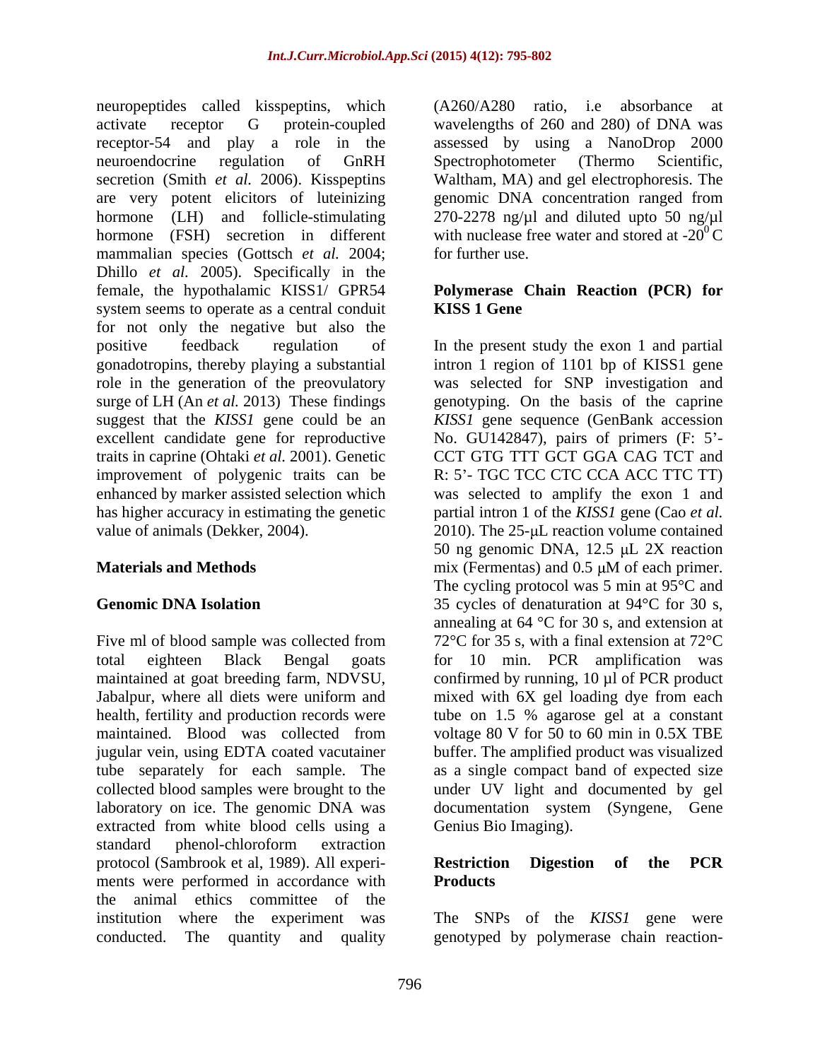neuropeptides called kisspeptins, which activate receptor G protein-coupled receptor-54 and play a role in the neuroendocrine regulation of GnRH secretion (Smith *et al.* 2006). Kisspeptins are very potent elicitors of luteinizing hormone (LH) and follicle-stimulating hormone (FSH) secretion in different mammalian species (Gottsch *et al.* 2004; Dhillo *et al.* 2005). Specifically in the female, the hypothalamic KISS1/ GPR54 system seems to operate as a central conduit for not only the negative but also the positive feedback regulation of gonadotropins, thereby playing a substantial role in the generation of the preovulatory surge of LH (An *et al.* 2013) These findings suggest that the *KISS1* gene could be an excellent candidate gene for reproductive traits in caprine (Ohtaki *et al.* 2001). Genetic improvement of polygenic traits can be enhanced by marker assisted selection which has higher accuracy in estimating the genetic value of animals (Dekker, 2004).

## Materials and Methods

### Genomic DNA Isolation

Five ml of blood sample was collected from total eighteen Black Bengal goats maintained at goat breeding farm, NDVSU, Jabalpur, where all diets were uniform and health, fertility and production records were maintained. Blood was collected from jugular vein, using EDTA coated vacutainer tube separately for each sample. The collected blood samples were brought to the laboratory on ice. The genomic DNA was extracted from white blood cells using a standard phenol-chloroform extraction protocol (Sambrook et al, 1989). All experiments were performed in accordance with the animal ethics committee of the institution where the experiment was conducted. The quantity and quality (A260/A280 ratio, i.e absorbance at wavelengths of 260 and 280) of DNA was assessed by using a NanoDrop 2000 Spectrophotometer (Thermo Scientific, Waltham, MA) and gel electrophoresis. The genomic DNA concentration ranged from 270-2278 ng/µl and diluted upto 50 ng/µl with nuclease free water and stored at -20$^{0}$C for further use.

### Polymerase Chain Reaction (PCR) for KISS 1 Gene

In the present study the exon 1 and partial intron 1 region of 1101 bp of KISS1 gene was selected for SNP investigation and genotyping. On the basis of the caprine *KISS1* gene sequence (GenBank accession No. GU142847), pairs of primers (F: 5'- CCT GTG TTT GCT GGA CAG TCT and R: 5'- TGC TCC CTC CCA ACC TTC TT) was selected to amplify the exon 1 and partial intron 1 of the *KISS1* gene (Cao *et al.* 2010). The 25-µL reaction volume contained 50 ng genomic DNA, 12.5 µL 2X reaction mix (Fermentas) and 0.5 µM of each primer. The cycling protocol was 5 min at 95°C and 35 cycles of denaturation at 94°C for 30 s, annealing at 64 °C for 30 s, and extension at 72°C for 35 s, with a final extension at 72°C for 10 min. PCR amplification was confirmed by running, 10 µl of PCR product mixed with 6X gel loading dye from each tube on 1.5 % agarose gel at a constant voltage 80 V for 50 to 60 min in 0.5X TBE buffer. The amplified product was visualized as a single compact band of expected size under UV light and documented by gel documentation system (Syngene, Gene Genius Bio Imaging).

### Restriction Digestion of the PCR Products

The SNPs of the *KISS1* gene were genotyped by polymerase chain reaction-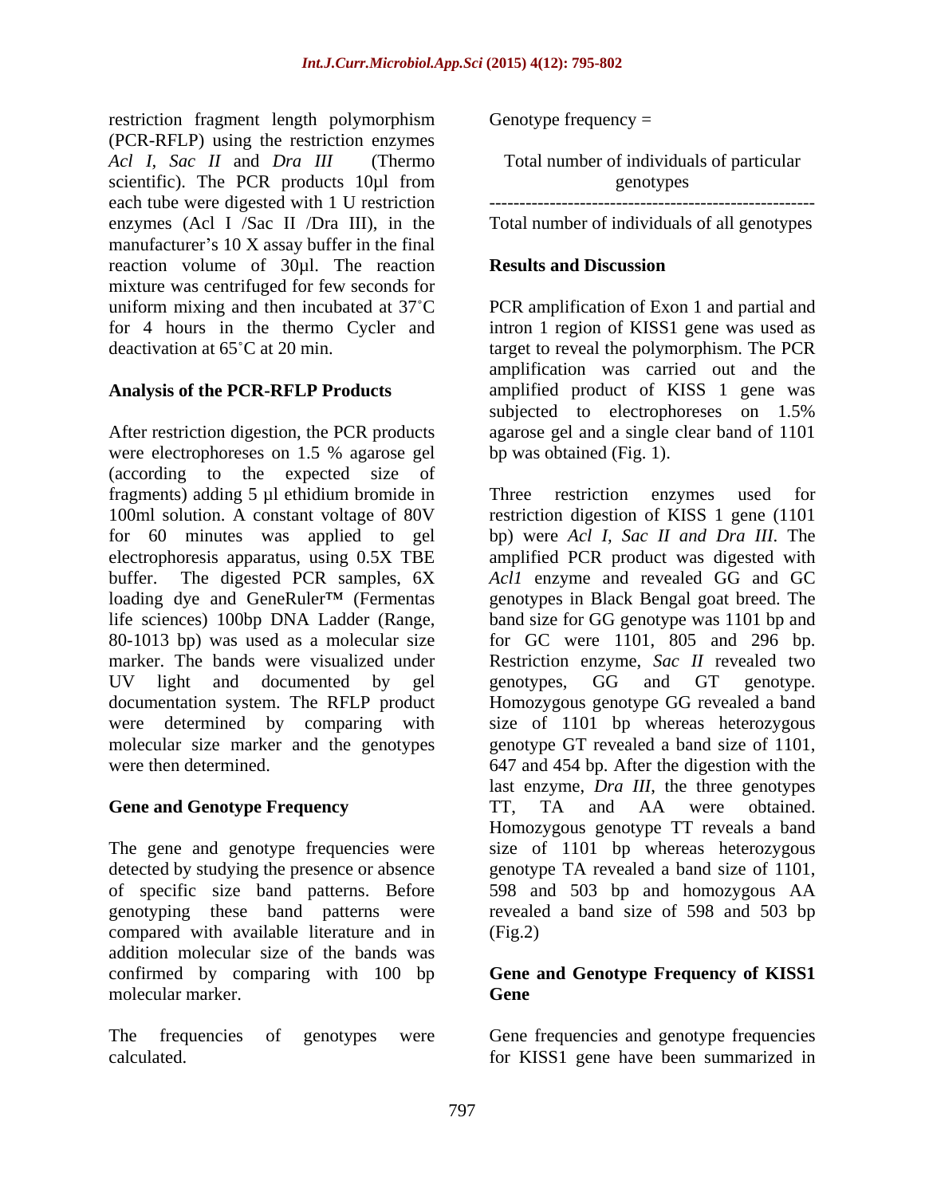restriction fragment length polymorphism (PCR-RFLP) using the restriction enzymes *Acl I*, *Sac II* and *Dra III* (Thermo scientific). The PCR products 10µl from each tube were digested with 1 U restriction enzymes (Acl I /Sac II /Dra III), in the manufacturer's 10 X assay buffer in the final reaction volume of 30µl. The reaction mixture was centrifuged for few seconds for uniform mixing and then incubated at 37˚C for 4 hours in the thermo Cycler and deactivation at 65˚C at 20 min.

**Analysis of the PCR-RFLP Products**

After restriction digestion, the PCR products were electrophoreses on 1.5 % agarose gel (according to the expected size of fragments) adding 5 µl ethidium bromide in 100ml solution. A constant voltage of 80V for 60 minutes was applied to gel electrophoresis apparatus, using 0.5X TBE buffer. The digested PCR samples, 6X loading dye and GeneRuler™ (Fermentas life sciences) 100bp DNA Ladder (Range, 80-1013 bp) was used as a molecular size marker. The bands were visualized under UV light and documented by gel documentation system. The RFLP product were determined by comparing with molecular size marker and the genotypes were then determined.

**Gene and Genotype Frequency**

The gene and genotype frequencies were detected by studying the presence or absence of specific size band patterns. Before genotyping these band patterns were compared with available literature and in addition molecular size of the bands was confirmed by comparing with 100 bp molecular marker.

The frequencies of genotypes were calculated.

$$\text{Genotype frequency} = \frac{\text{Total number of individuals of particular genotypes}}{\text{Total number of individuals of all genotypes}}$$

**Results and Discussion**

PCR amplification of Exon 1 and partial and intron 1 region of KISS1 gene was used as target to reveal the polymorphism. The PCR amplification was carried out and the amplified product of KISS 1 gene was subjected to electrophoreses on 1.5% agarose gel and a single clear band of 1101 bp was obtained (Fig. 1).

Three restriction enzymes used for restriction digestion of KISS 1 gene (1101 bp) were *Acl I, Sac II and Dra III*. The amplified PCR product was digested with *Acl1* enzyme and revealed GG and GC genotypes in Black Bengal goat breed. The band size for GG genotype was 1101 bp and for GC were 1101, 805 and 296 bp. Restriction enzyme, *Sac II* revealed two genotypes, GG and GT genotype. Homozygous genotype GG revealed a band size of 1101 bp whereas heterozygous genotype GT revealed a band size of 1101, 647 and 454 bp. After the digestion with the last enzyme, *Dra III*, the three genotypes TT, TA and AA were obtained. Homozygous genotype TT reveals a band size of 1101 bp whereas heterozygous genotype TA revealed a band size of 1101, 598 and 503 bp and homozygous AA revealed a band size of 598 and 503 bp (Fig.2)

**Gene and Genotype Frequency of KISS1 Gene**

Gene frequencies and genotype frequencies for KISS1 gene have been summarized in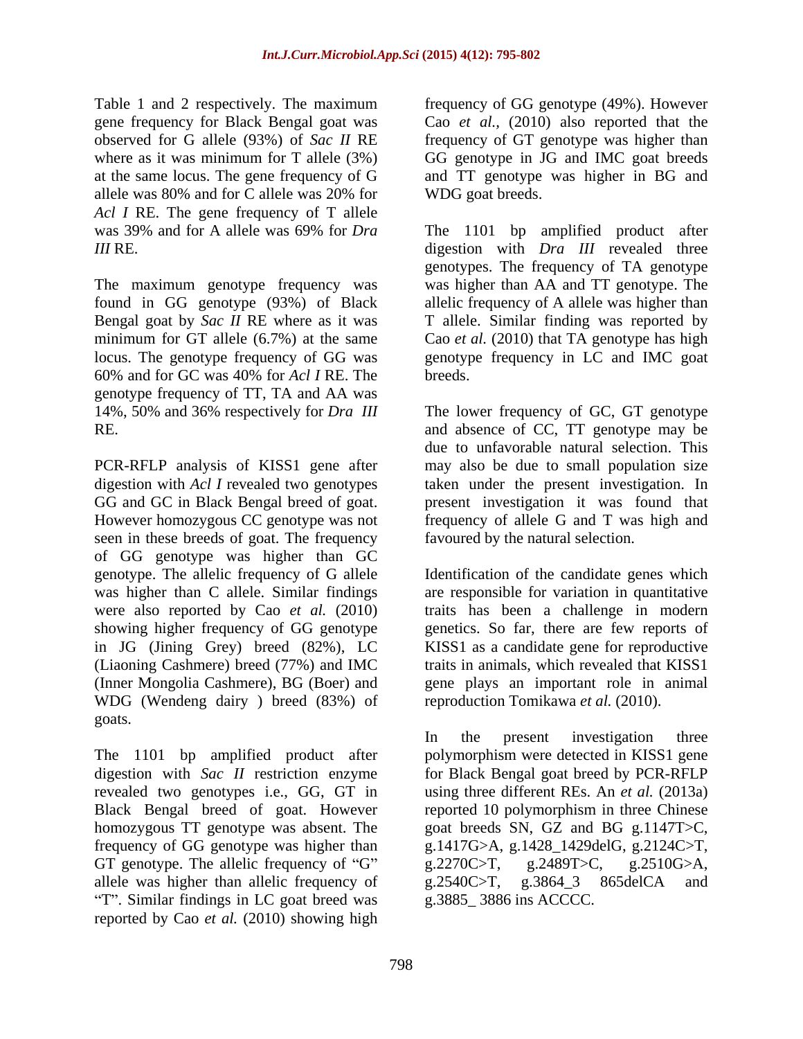Table 1 and 2 respectively. The maximum gene frequency for Black Bengal goat was observed for G allele (93%) of *Sac II* RE where as it was minimum for T allele (3%) at the same locus. The gene frequency of G allele was 80% and for C allele was 20% for *Acl I* RE. The gene frequency of T allele was 39% and for A allele was 69% for *Dra III* RE.

The maximum genotype frequency was found in GG genotype (93%) of Black Bengal goat by *Sac II* RE where as it was minimum for GT allele (6.7%) at the same locus. The genotype frequency of GG was 60% and for GC was 40% for *Acl I* RE. The genotype frequency of TT, TA and AA was 14%, 50% and 36% respectively for *Dra III* RE.

PCR-RFLP analysis of KISS1 gene after digestion with *Acl I* revealed two genotypes GG and GC in Black Bengal breed of goat. However homozygous CC genotype was not seen in these breeds of goat. The frequency of GG genotype was higher than GC genotype. The allelic frequency of G allele was higher than C allele. Similar findings were also reported by Cao *et al.* (2010) showing higher frequency of GG genotype in JG (Jining Grey) breed (82%), LC (Liaoning Cashmere) breed (77%) and IMC (Inner Mongolia Cashmere), BG (Boer) and WDG (Wendeng dairy ) breed (83%) of goats.

The 1101 bp amplified product after digestion with *Sac II* restriction enzyme revealed two genotypes i.e., GG, GT in Black Bengal breed of goat. However homozygous TT genotype was absent. The frequency of GG genotype was higher than GT genotype. The allelic frequency of "G" allele was higher than allelic frequency of "T". Similar findings in LC goat breed was reported by Cao *et al.* (2010) showing high frequency of GG genotype (49%). However Cao *et al.,* (2010) also reported that the frequency of GT genotype was higher than GG genotype in JG and IMC goat breeds and TT genotype was higher in BG and WDG goat breeds.

The 1101 bp amplified product after digestion with *Dra III* revealed three genotypes. The frequency of TA genotype was higher than AA and TT genotype. The allelic frequency of A allele was higher than T allele. Similar finding was reported by Cao *et al.* (2010) that TA genotype has high genotype frequency in LC and IMC goat breeds.

The lower frequency of GC, GT genotype and absence of CC, TT genotype may be due to unfavorable natural selection. This may also be due to small population size taken under the present investigation. In present investigation it was found that frequency of allele G and T was high and favoured by the natural selection.

Identification of the candidate genes which are responsible for variation in quantitative traits has been a challenge in modern genetics. So far, there are few reports of KISS1 as a candidate gene for reproductive traits in animals, which revealed that KISS1 gene plays an important role in animal reproduction Tomikawa *et al.* (2010).

In the present investigation three polymorphism were detected in KISS1 gene for Black Bengal goat breed by PCR-RFLP using three different REs. An *et al.* (2013a) reported 10 polymorphism in three Chinese goat breeds SN, GZ and BG g.1147T>C, g.1417G>A, g.1428_1429delG, g.2124C>T, g.2270C>T, g.2489T>C, g.2510G>A, g.2540C>T, g.3864_3 865delCA and g.3885_ 3886 ins ACCCC.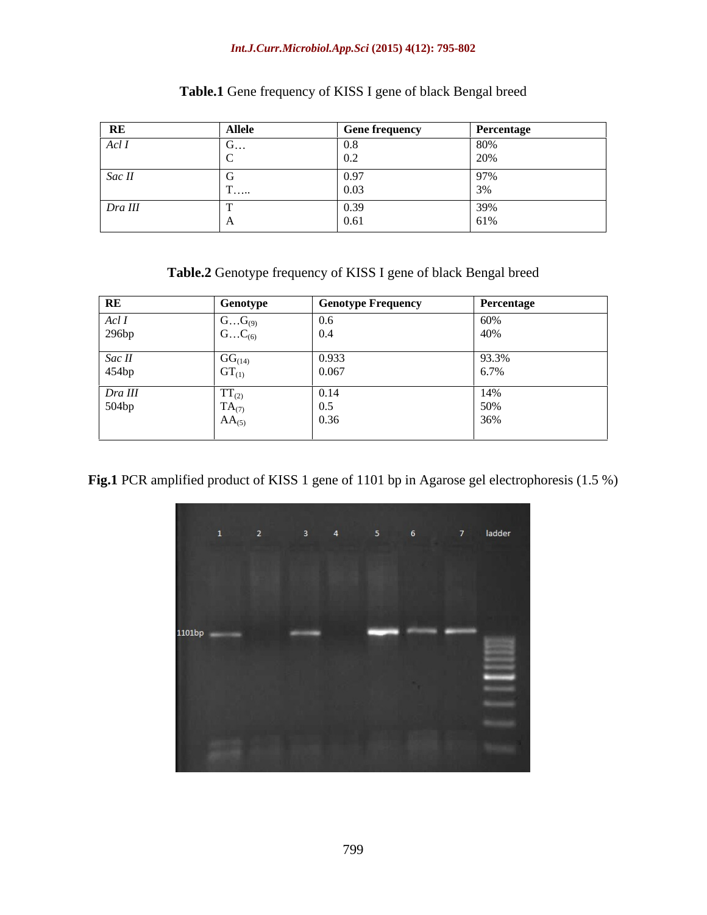**Table.1** Gene frequency of KISS I gene of black Bengal breed

| RE | Allele | Gene frequency | Percentage |
|---|---|---|---|
| *Acl I* | G… | 0.8 | 80% |
| | C | 0.2 | 20% |
| *Sac II* | G | 0.97 | 97% |
| | T….. | 0.03 | 3% |
| *Dra III* | T | 0.39 | 39% |
| | A | 0.61 | 61% |

**Table.2** Genotype frequency of KISS I gene of black Bengal breed

| RE | Genotype | Genotype Frequency | Percentage |
|---|---|---|---|
| *Acl I* 296bp | $G…G_{(9)}$ | 0.6 | 60% |
| | $G…C_{(6)}$ | 0.4 | 40% |
| *Sac II* 454bp | $GG_{(14)}$ | 0.933 | 93.3% |
| | $GT_{(1)}$ | 0.067 | 6.7% |
| *Dra III* 504bp | $TT_{(2)}$ | 0.14 | 14% |
| | $TA_{(7)}$ | 0.5 | 50% |
| | $AA_{(5)}$ | 0.36 | 36% |

**Fig.1** PCR amplified product of KISS 1 gene of 1101 bp in Agarose gel electrophoresis (1.5 %)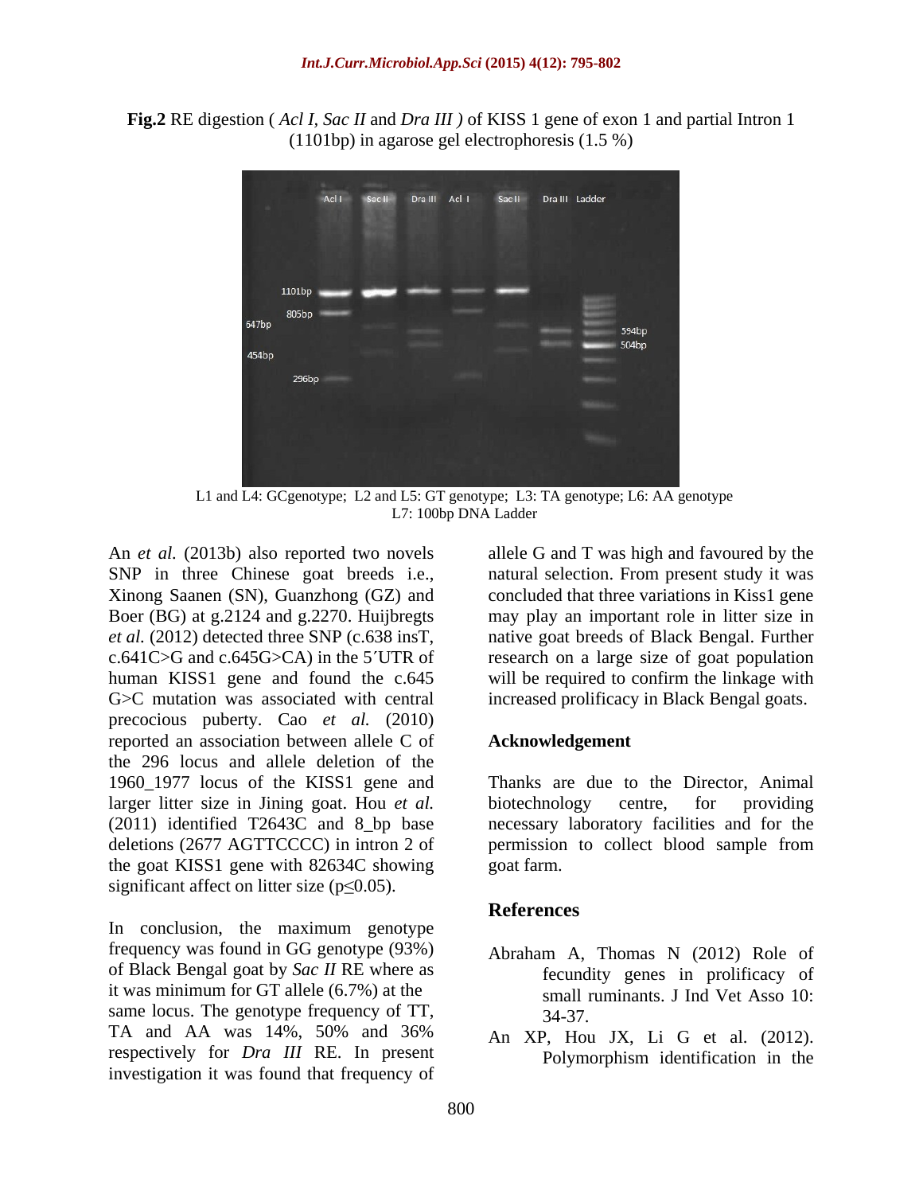**Fig.2** RE digestion ( *Acl I, Sac II* and *Dra III* ) of KISS 1 gene of exon 1 and partial Intron 1 (1101bp) in agarose gel electrophoresis (1.5 %)

L1 and L4: GCgenotype; L2 and L5: GT genotype; L3: TA genotype; L6: AA genotype
L7: 100bp DNA Ladder

An *et al.* (2013b) also reported two novels SNP in three Chinese goat breeds i.e., Xinong Saanen (SN), Guanzhong (GZ) and Boer (BG) at g.2124 and g.2270. Huijbregts *et al.* (2012) detected three SNP (c.638 insT, c.641C>G and c.645G>CA) in the 5′UTR of human KISS1 gene and found the c.645 G>C mutation was associated with central precocious puberty. Cao *et al.* (2010) reported an association between allele C of the 296 locus and allele deletion of the 1960_1977 locus of the KISS1 gene and larger litter size in Jining goat. Hou *et al.* (2011) identified T2643C and 8_bp base deletions (2677 AGTTCCCC) in intron 2 of the goat KISS1 gene with 82634C showing significant affect on litter size ($p \leq 0.05$).

In conclusion, the maximum genotype frequency was found in GG genotype (93%) of Black Bengal goat by *Sac II* RE where as it was minimum for GT allele (6.7%) at the same locus. The genotype frequency of TT, TA and AA was 14%, 50% and 36% respectively for *Dra III* RE. In present investigation it was found that frequency of allele G and T was high and favoured by the natural selection. From present study it was concluded that three variations in Kiss1 gene may play an important role in litter size in native goat breeds of Black Bengal. Further research on a large size of goat population will be required to confirm the linkage with increased prolificacy in Black Bengal goats.

## Acknowledgement

Thanks are due to the Director, Animal biotechnology centre, for providing necessary laboratory facilities and for the permission to collect blood sample from goat farm.

## References

Abraham A, Thomas N (2012) Role of fecundity genes in prolificacy of small ruminants. J Ind Vet Asso 10: 34-37.

An XP, Hou JX, Li G et al. (2012). Polymorphism identification in the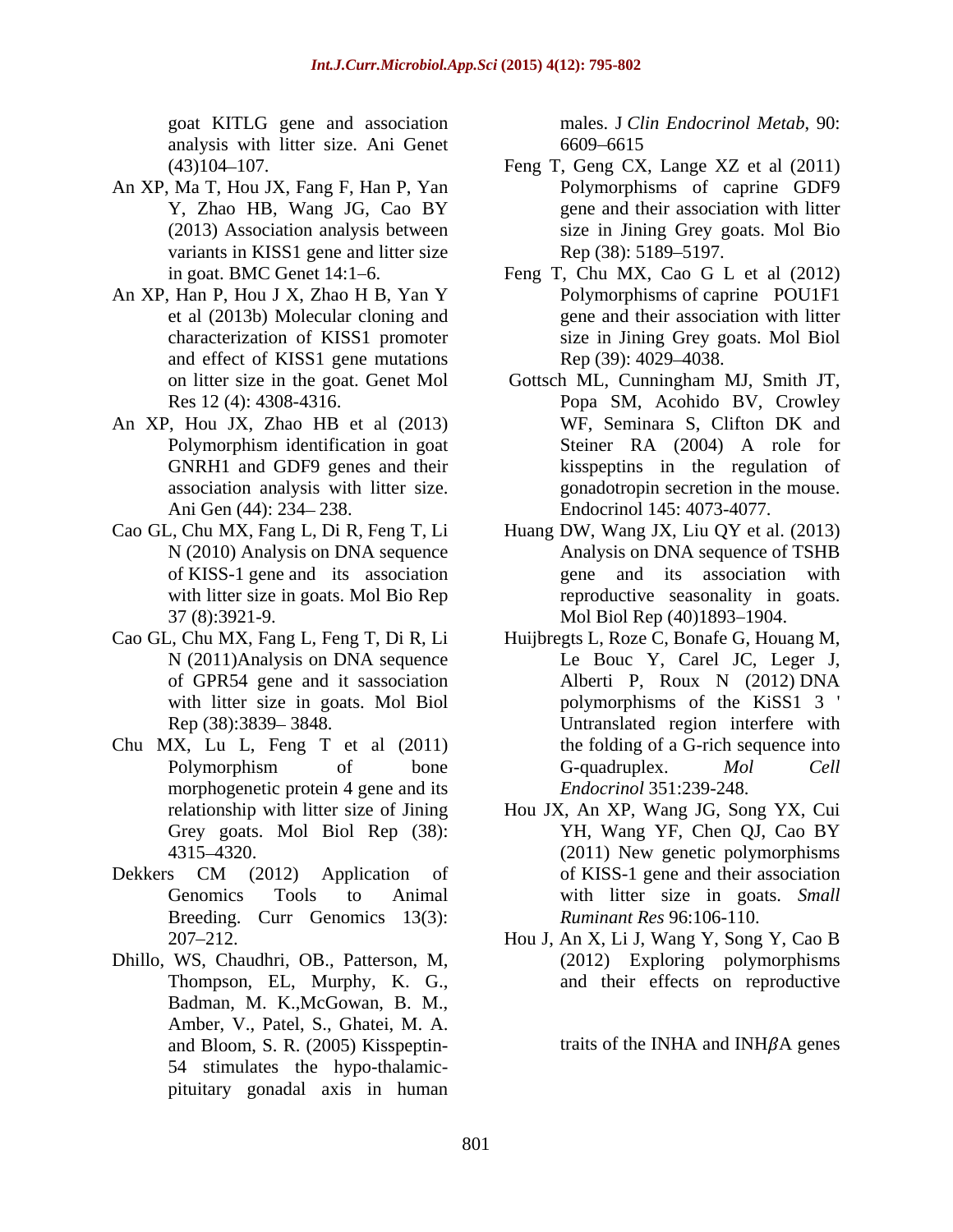goat KITLG gene and association analysis with litter size. Ani Genet (43)104–107.

An XP, Ma T, Hou JX, Fang F, Han P, Yan Y, Zhao HB, Wang JG, Cao BY (2013) Association analysis between variants in KISS1 gene and litter size in goat. BMC Genet 14:1–6.

An XP, Han P, Hou J X, Zhao H B, Yan Y et al (2013b) Molecular cloning and characterization of KISS1 promoter and effect of KISS1 gene mutations on litter size in the goat. Genet Mol Res 12 (4): 4308-4316.

An XP, Hou JX, Zhao HB et al (2013) Polymorphism identification in goat GNRH1 and GDF9 genes and their association analysis with litter size. Ani Gen (44): 234– 238.

Cao GL, Chu MX, Fang L, Di R, Feng T, Li N (2010) Analysis on DNA sequence of KISS-1 gene and its association with litter size in goats. Mol Bio Rep 37 (8):3921-9.

Cao GL, Chu MX, Fang L, Feng T, Di R, Li N (2011)Analysis on DNA sequence of GPR54 gene and it sassociation with litter size in goats. Mol Biol Rep (38):3839– 3848.

Chu MX, Lu L, Feng T et al (2011) Polymorphism of bone morphogenetic protein 4 gene and its relationship with litter size of Jining Grey goats. Mol Biol Rep (38): 4315–4320.

Dekkers CM (2012) Application of Genomics Tools to Animal Breeding. Curr Genomics 13(3): 207–212.

Dhillo, WS, Chaudhri, OB., Patterson, M, Thompson, EL, Murphy, K. G., Badman, M. K.,McGowan, B. M., Amber, V., Patel, S., Ghatei, M. A. and Bloom, S. R. (2005) Kisspeptin-54 stimulates the hypo-thalamic-pituitary gonadal axis in human males. J *Clin Endocrinol Metab*, 90: 6609–6615

Feng T, Geng CX, Lange XZ et al (2011) Polymorphisms of caprine GDF9 gene and their association with litter size in Jining Grey goats. Mol Bio Rep (38): 5189–5197.

Feng T, Chu MX, Cao G L et al (2012) Polymorphisms of caprine POU1F1 gene and their association with litter size in Jining Grey goats. Mol Biol Rep (39): 4029–4038.

Gottsch ML, Cunningham MJ, Smith JT, Popa SM, Acohido BV, Crowley WF, Seminara S, Clifton DK and Steiner RA (2004) A role for kisspeptins in the regulation of gonadotropin secretion in the mouse. Endocrinol 145: 4073-4077.

Huang DW, Wang JX, Liu QY et al. (2013) Analysis on DNA sequence of TSHB gene and its association with reproductive seasonality in goats. Mol Biol Rep (40)1893–1904.

Huijbregts L, Roze C, Bonafe G, Houang M, Le Bouc Y, Carel JC, Leger J, Alberti P, Roux N (2012) DNA polymorphisms of the KiSS1 3 ' Untranslated region interfere with the folding of a G-rich sequence into G-quadruplex. *Mol Cell Endocrinol* 351:239-248.

Hou JX, An XP, Wang JG, Song YX, Cui YH, Wang YF, Chen QJ, Cao BY (2011) New genetic polymorphisms of KISS-1 gene and their association with litter size in goats. *Small Ruminant Res* 96:106-110.

Hou J, An X, Li J, Wang Y, Song Y, Cao B (2012) Exploring polymorphisms and their effects on reproductive traits of the INHA and INH$\beta$A genes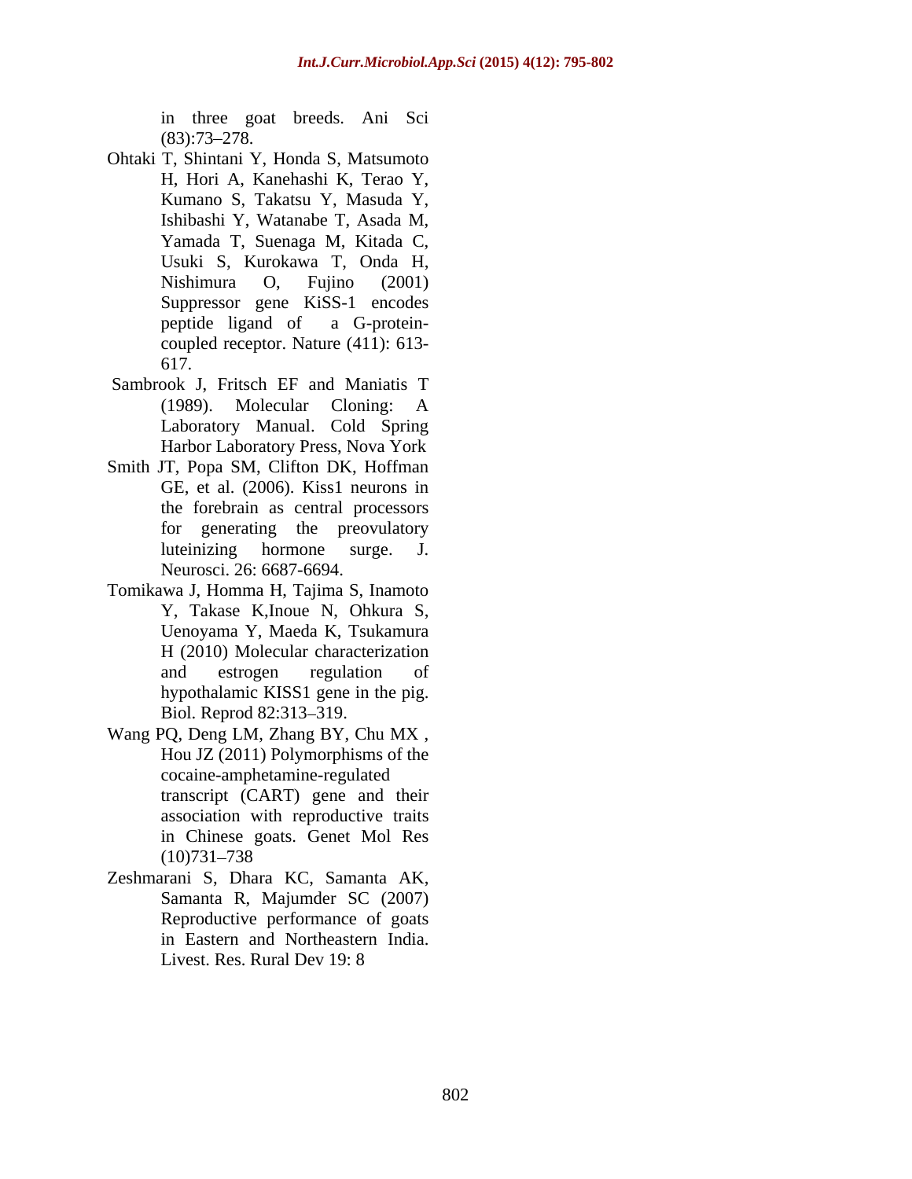in three goat breeds. Ani Sci (83):73–278.

Ohtaki T, Shintani Y, Honda S, Matsumoto H, Hori A, Kanehashi K, Terao Y, Kumano S, Takatsu Y, Masuda Y, Ishibashi Y, Watanabe T, Asada M, Yamada T, Suenaga M, Kitada C, Usuki S, Kurokawa T, Onda H, Nishimura O, Fujino (2001) Suppressor gene KiSS-1 encodes peptide ligand of a G-protein-coupled receptor. Nature (411): 613-617.

Sambrook J, Fritsch EF and Maniatis T (1989). Molecular Cloning: A Laboratory Manual. Cold Spring Harbor Laboratory Press, Nova York

Smith JT, Popa SM, Clifton DK, Hoffman GE, et al. (2006). Kiss1 neurons in the forebrain as central processors for generating the preovulatory luteinizing hormone surge. J. Neurosci. 26: 6687-6694.

Tomikawa J, Homma H, Tajima S, Inamoto Y, Takase K,Inoue N, Ohkura S, Uenoyama Y, Maeda K, Tsukamura H (2010) Molecular characterization and estrogen regulation of hypothalamic KISS1 gene in the pig. Biol. Reprod 82:313–319.

Wang PQ, Deng LM, Zhang BY, Chu MX , Hou JZ (2011) Polymorphisms of the cocaine-amphetamine-regulated transcript (CART) gene and their association with reproductive traits in Chinese goats. Genet Mol Res (10)731–738

Zeshmarani S, Dhara KC, Samanta AK, Samanta R, Majumder SC (2007) Reproductive performance of goats in Eastern and Northeastern India. Livest. Res. Rural Dev 19: 8